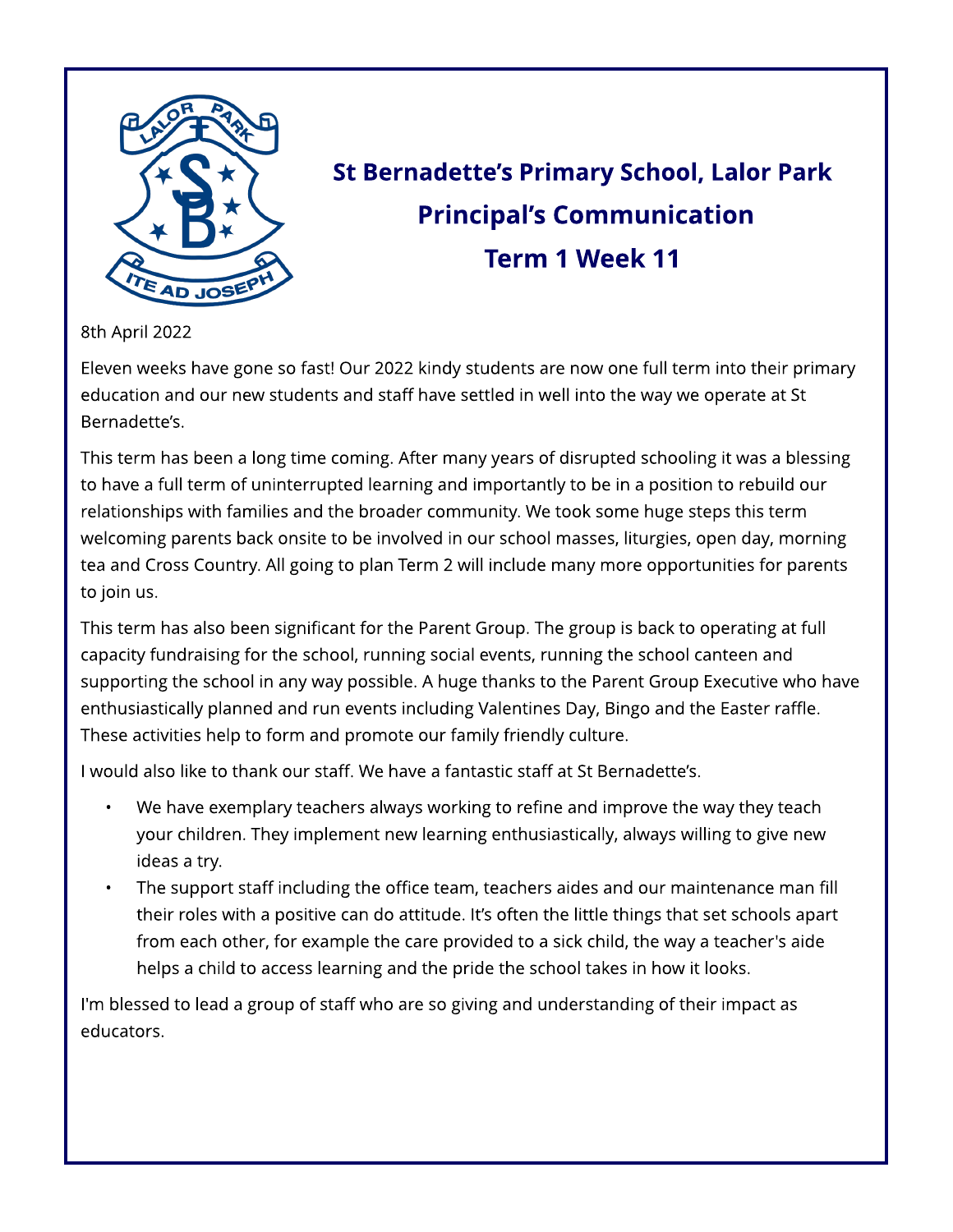# St Bernadette's Primary School, Lalor Park
## Principal's Communication
## Term 1 Week 11

8th April 2022

Eleven weeks have gone so fast! Our 2022 kindy students are now one full term into their primary education and our new students and staff have settled in well into the way we operate at St Bernadette's.

This term has been a long time coming. After many years of disrupted schooling it was a blessing to have a full term of uninterrupted learning and importantly to be in a position to rebuild our relationships with families and the broader community. We took some huge steps this term welcoming parents back onsite to be involved in our school masses, liturgies, open day, morning tea and Cross Country. All going to plan Term 2 will include many more opportunities for parents to join us.

This term has also been significant for the Parent Group. The group is back to operating at full capacity fundraising for the school, running social events, running the school canteen and supporting the school in any way possible. A huge thanks to the Parent Group Executive who have enthusiastically planned and run events including Valentines Day, Bingo and the Easter raffle. These activities help to form and promote our family friendly culture.

I would also like to thank our staff. We have a fantastic staff at St Bernadette's.

- We have exemplary teachers always working to refine and improve the way they teach your children. They implement new learning enthusiastically, always willing to give new ideas a try.
- The support staff including the office team, teachers aides and our maintenance man fill their roles with a positive can do attitude. It's often the little things that set schools apart from each other, for example the care provided to a sick child, the way a teacher's aide helps a child to access learning and the pride the school takes in how it looks.

I'm blessed to lead a group of staff who are so giving and understanding of their impact as educators.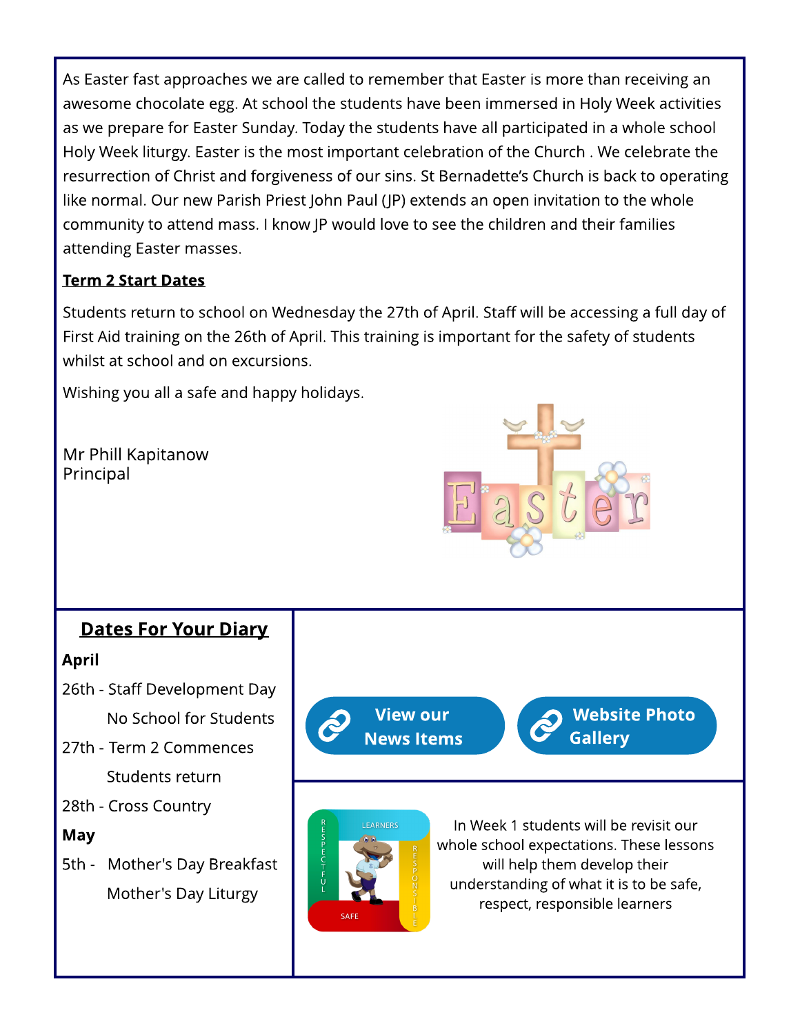As Easter fast approaches we are called to remember that Easter is more than receiving an awesome chocolate egg. At school the students have been immersed in Holy Week activities as we prepare for Easter Sunday. Today the students have all participated in a whole school Holy Week liturgy. Easter is the most important celebration of the Church . We celebrate the resurrection of Christ and forgiveness of our sins. St Bernadette's Church is back to operating like normal. Our new Parish Priest John Paul (JP) extends an open invitation to the whole community to attend mass. I know JP would love to see the children and their families attending Easter masses.

**Term 2 Start Dates**

Students return to school on Wednesday the 27th of April. Staff will be accessing a full day of First Aid training on the 26th of April. This training is important for the safety of students whilst at school and on excursions.

Wishing you all a safe and happy holidays.

Mr Phill Kapitanow
Principal

## Dates For Your Diary

**April**

26th - Staff Development Day
No School for Students

27th - Term 2 Commences
Students return

28th - Cross Country

**May**

5th - Mother's Day Breakfast
Mother's Day Liturgy

View our News Items

Website Photo Gallery

In Week 1 students will be revisit our whole school expectations. These lessons will help them develop their understanding of what it is to be safe, respect, responsible learners